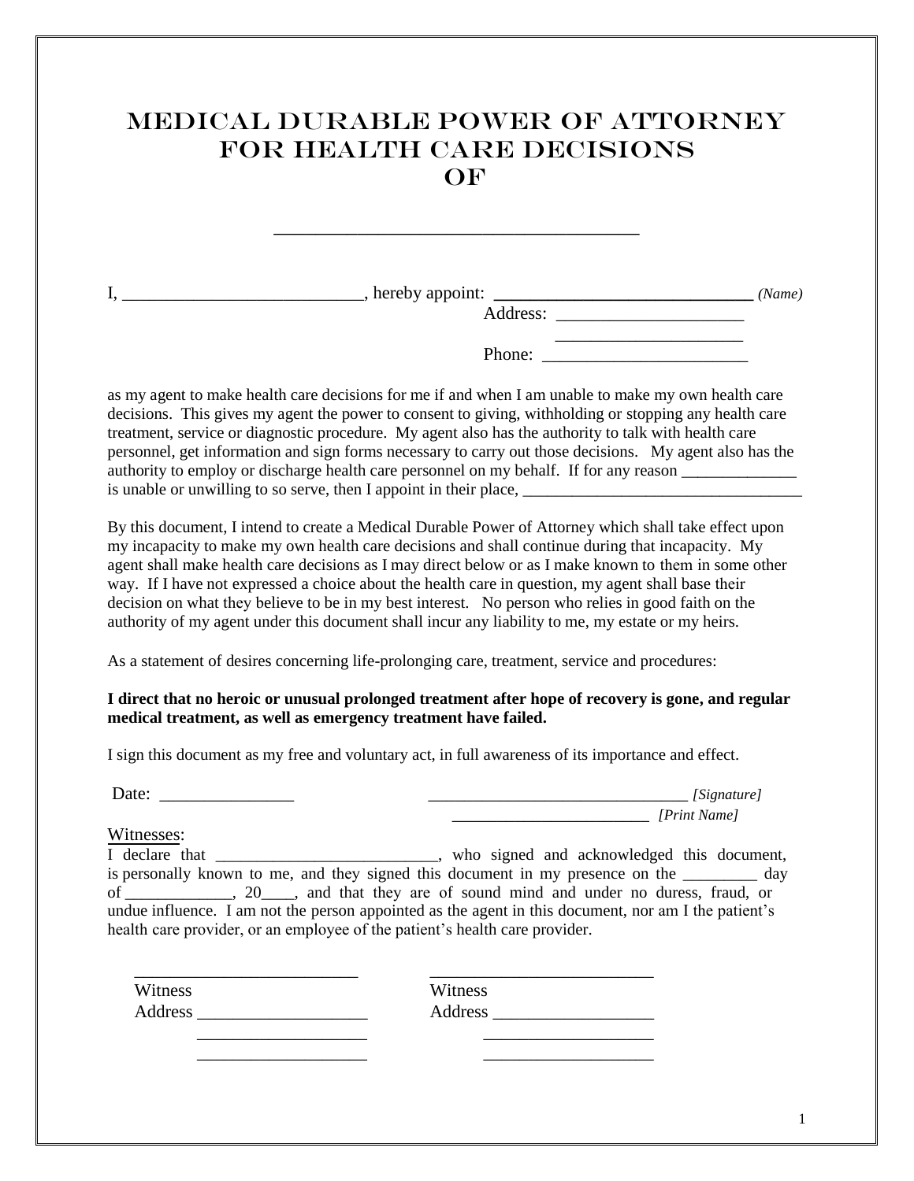# MEDICAL DURABLE POWER OF ATTORNEY FOR HEALTH CARE DECISIONS OF

\_\_\_\_\_\_\_\_\_\_\_\_\_\_\_\_\_\_\_\_\_\_\_\_\_\_\_\_\_\_\_\_\_\_\_\_\_

I, \_\_\_\_\_\_\_\_\_\_\_\_\_\_\_\_\_\_\_\_\_\_\_\_\_\_\_, hereby appoint: \_\_\_\_\_\_\_\_\_\_\_\_\_\_\_\_\_\_\_\_\_\_\_\_\_\_\_\_\_ *(Name)*

Address: \_\_\_\_\_\_\_\_\_\_\_\_\_\_\_\_\_\_\_\_\_

\_\_\_\_\_\_\_\_\_\_\_\_\_\_\_\_\_\_\_\_\_

Phone: \_\_\_\_\_\_\_\_\_\_\_\_\_\_\_\_\_\_\_\_\_\_\_

as my agent to make health care decisions for me if and when I am unable to make my own health care decisions. This gives my agent the power to consent to giving, withholding or stopping any health care treatment, service or diagnostic procedure. My agent also has the authority to talk with health care personnel, get information and sign forms necessary to carry out those decisions. My agent also has the authority to employ or discharge health care personnel on my behalf. If for any reason \_\_\_\_\_\_\_\_\_\_\_\_\_\_ is unable or unwilling to so serve, then I appoint in their place, \_\_\_\_\_\_\_\_\_\_\_\_\_\_\_\_\_\_\_\_\_\_\_\_\_\_\_\_\_\_\_\_\_\_\_

By this document, I intend to create a Medical Durable Power of Attorney which shall take effect upon my incapacity to make my own health care decisions and shall continue during that incapacity. My agent shall make health care decisions as I may direct below or as I make known to them in some other way. If I have not expressed a choice about the health care in question, my agent shall base their decision on what they believe to be in my best interest. No person who relies in good faith on the authority of my agent under this document shall incur any liability to me, my estate or my heirs.

As a statement of desires concerning life-prolonging care, treatment, service and procedures:

**I direct that no heroic or unusual prolonged treatment after hope of recovery is gone, and regular medical treatment, as well as emergency treatment have failed.**

I sign this document as my free and voluntary act, in full awareness of its importance and effect.

Date: \_\_\_\_\_\_\_\_\_\_\_\_\_\_\_ \_\_\_\_\_\_\_\_\_\_\_\_\_\_\_\_\_\_\_\_\_\_\_\_\_\_\_\_\_\_\_ *[Signature]*

\_\_\_\_\_\_\_\_\_\_\_\_\_\_\_\_\_\_\_\_\_\_\_\_ *[Print Name]*

Witnesses:

I declare that \_\_\_\_\_\_\_\_\_\_\_\_\_\_\_\_\_\_\_\_\_\_\_\_\_\_, who signed and acknowledged this document, is personally known to me, and they signed this document in my presence on the \_\_\_\_\_\_\_\_\_ day of \_\_\_\_\_\_\_\_\_\_\_\_\_, 20\_\_\_\_, and that they are of sound mind and under no duress, fraud, or undue influence. I am not the person appointed as the agent in this document, nor am I the patient's health care provider, or an employee of the patient's health care provider.

\_\_\_\_\_\_\_\_\_\_\_\_\_\_\_\_\_\_\_\_\_\_\_\_\_\_
Witness
Address \_\_\_\_\_\_\_\_\_\_\_\_\_\_\_\_\_\_\_
\_\_\_\_\_\_\_\_\_\_\_\_\_\_\_\_\_\_\_
\_\_\_\_\_\_\_\_\_\_\_\_\_\_\_\_\_\_\_

\_\_\_\_\_\_\_\_\_\_\_\_\_\_\_\_\_\_\_\_\_\_\_\_\_\_
Witness
Address \_\_\_\_\_\_\_\_\_\_\_\_\_\_\_\_\_\_
\_\_\_\_\_\_\_\_\_\_\_\_\_\_\_\_\_\_\_
\_\_\_\_\_\_\_\_\_\_\_\_\_\_\_\_\_\_\_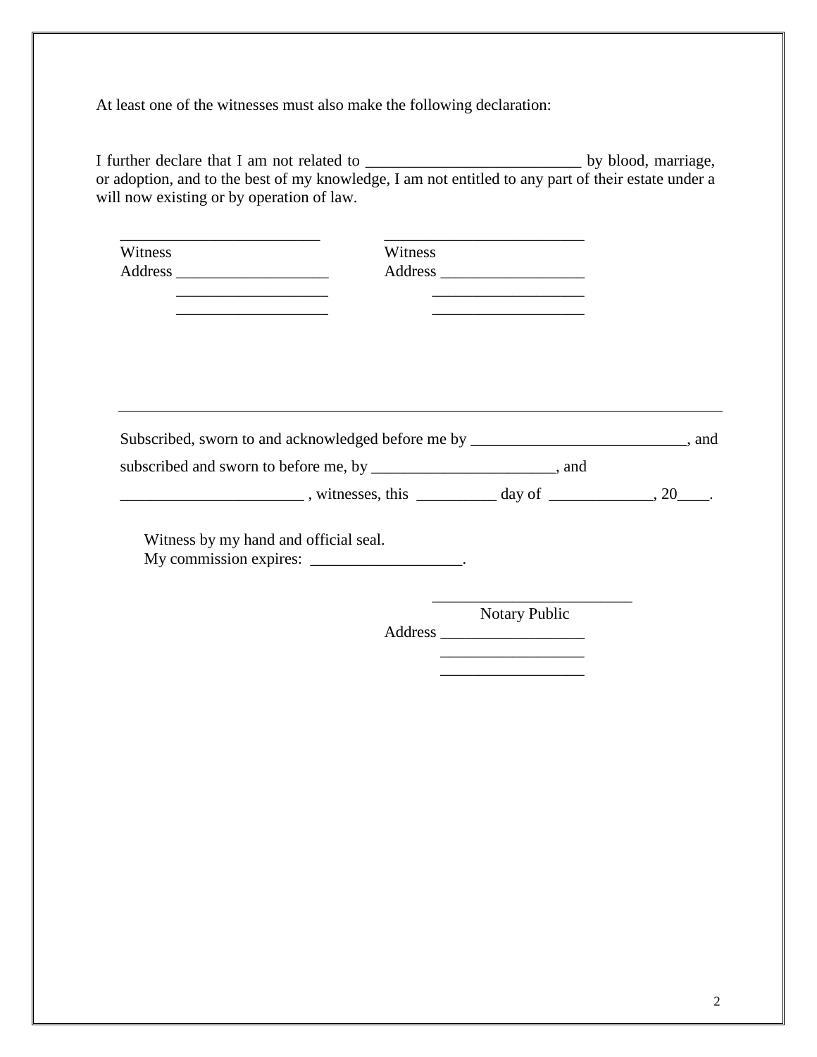At least one of the witnesses must also make the following declaration:

I further declare that I am not related to ___________________________ by blood, marriage, or adoption, and to the best of my knowledge, I am not entitled to any part of their estate under a will now existing or by operation of law.

| | |
|---|---|
| __________________________ | __________________________ |
| Witness | Witness |
| Address ___________________ | Address __________________ |
| ___________________ | ___________________ |
| ___________________ | ___________________ |

---

Subscribed, sworn to and acknowledged before me by ___________________________, and

subscribed and sworn to before me, by _______________________, and

_______________________ , witnesses, this __________ day of _____________, 20____.

Witness by my hand and official seal.
My commission expires: ___________________.

__________________________
Notary Public
Address __________________
__________________
__________________